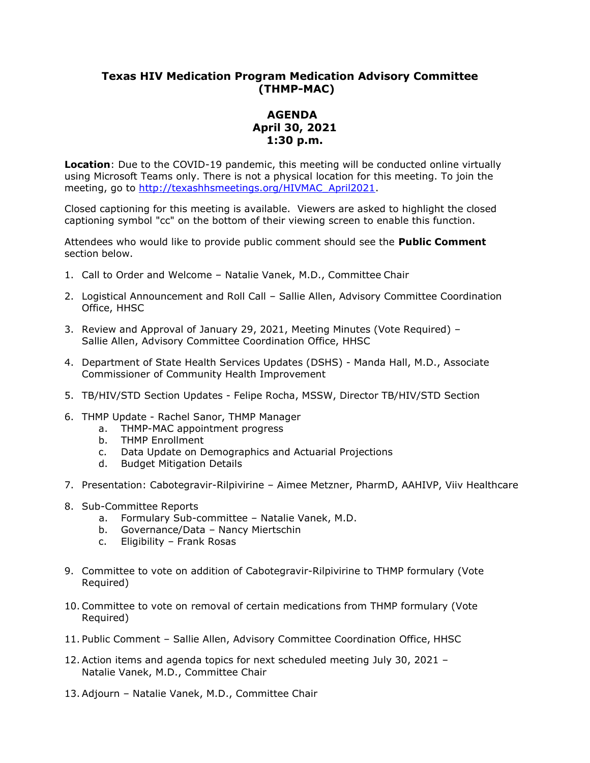# Texas HIV Medication Program Medication Advisory Committee (THMP-MAC)

## AGENDA
## April 30, 2021
## 1:30 p.m.

**Location**: Due to the COVID-19 pandemic, this meeting will be conducted online virtually using Microsoft Teams only. There is not a physical location for this meeting. To join the meeting, go to [http://texashhsmeetings.org/HIVMAC_April2021](http://texashhsmeetings.org/HIVMAC_April2021).

Closed captioning for this meeting is available. Viewers are asked to highlight the closed captioning symbol "cc" on the bottom of their viewing screen to enable this function.

Attendees who would like to provide public comment should see the **Public Comment** section below.

1. Call to Order and Welcome – Natalie Vanek, M.D., Committee Chair
2. Logistical Announcement and Roll Call – Sallie Allen, Advisory Committee Coordination Office, HHSC
3. Review and Approval of January 29, 2021, Meeting Minutes (Vote Required) – Sallie Allen, Advisory Committee Coordination Office, HHSC
4. Department of State Health Services Updates (DSHS) - Manda Hall, M.D., Associate Commissioner of Community Health Improvement
5. TB/HIV/STD Section Updates - Felipe Rocha, MSSW, Director TB/HIV/STD Section
6. THMP Update - Rachel Sanor, THMP Manager
   a. THMP-MAC appointment progress
   b. THMP Enrollment
   c. Data Update on Demographics and Actuarial Projections
   d. Budget Mitigation Details
7. Presentation: Cabotegravir-Rilpivirine – Aimee Metzner, PharmD, AAHIVP, Viiv Healthcare
8. Sub-Committee Reports
   a. Formulary Sub-committee – Natalie Vanek, M.D.
   b. Governance/Data – Nancy Miertschin
   c. Eligibility – Frank Rosas
9. Committee to vote on addition of Cabotegravir-Rilpivirine to THMP formulary (Vote Required)
10. Committee to vote on removal of certain medications from THMP formulary (Vote Required)
11. Public Comment – Sallie Allen, Advisory Committee Coordination Office, HHSC
12. Action items and agenda topics for next scheduled meeting July 30, 2021 – Natalie Vanek, M.D., Committee Chair
13. Adjourn – Natalie Vanek, M.D., Committee Chair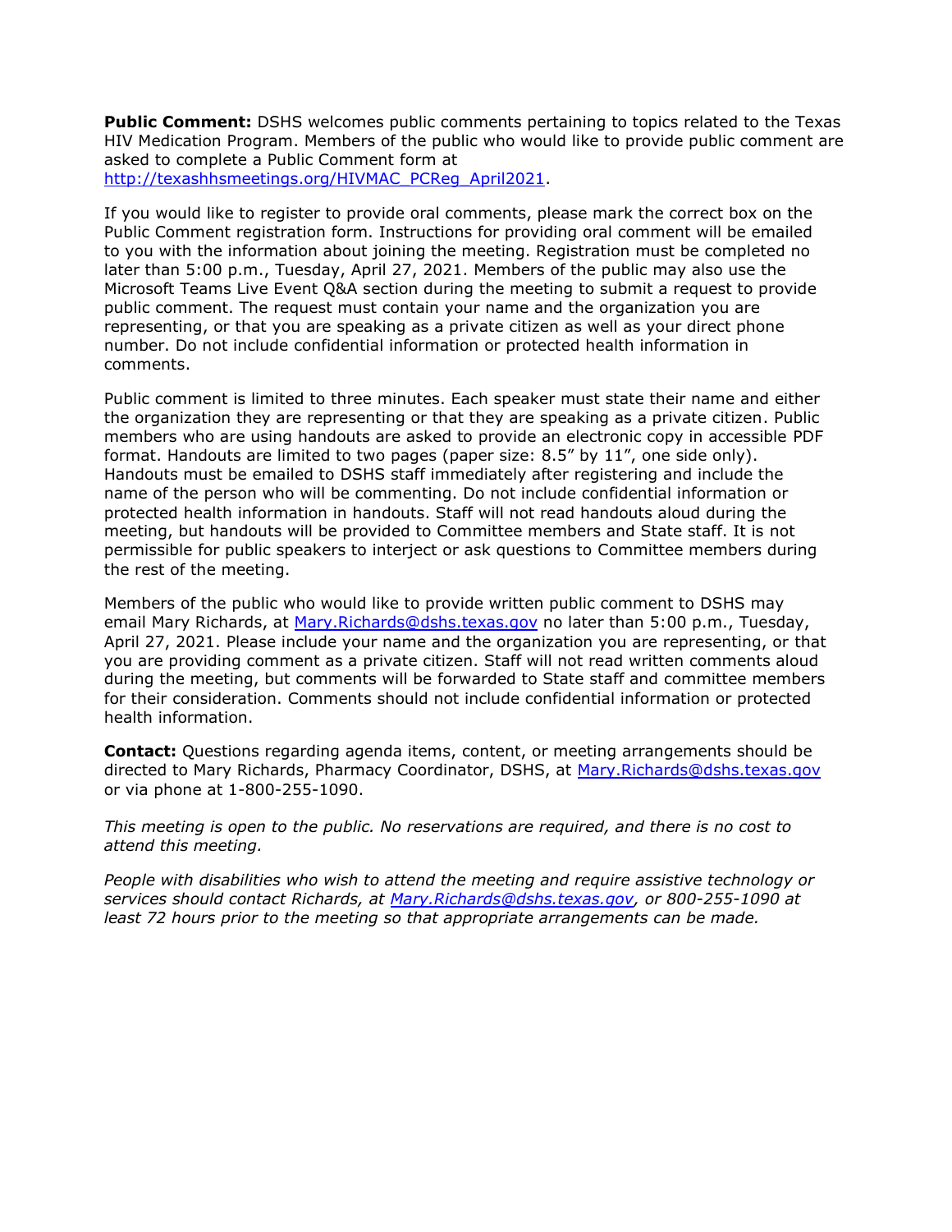**Public Comment:** DSHS welcomes public comments pertaining to topics related to the Texas HIV Medication Program. Members of the public who would like to provide public comment are asked to complete a Public Comment form at http://texashhsmeetings.org/HIVMAC_PCReg_April2021.

If you would like to register to provide oral comments, please mark the correct box on the Public Comment registration form. Instructions for providing oral comment will be emailed to you with the information about joining the meeting. Registration must be completed no later than 5:00 p.m., Tuesday, April 27, 2021. Members of the public may also use the Microsoft Teams Live Event Q&A section during the meeting to submit a request to provide public comment. The request must contain your name and the organization you are representing, or that you are speaking as a private citizen as well as your direct phone number. Do not include confidential information or protected health information in comments.

Public comment is limited to three minutes. Each speaker must state their name and either the organization they are representing or that they are speaking as a private citizen. Public members who are using handouts are asked to provide an electronic copy in accessible PDF format. Handouts are limited to two pages (paper size: 8.5" by 11", one side only). Handouts must be emailed to DSHS staff immediately after registering and include the name of the person who will be commenting. Do not include confidential information or protected health information in handouts. Staff will not read handouts aloud during the meeting, but handouts will be provided to Committee members and State staff. It is not permissible for public speakers to interject or ask questions to Committee members during the rest of the meeting.

Members of the public who would like to provide written public comment to DSHS may email Mary Richards, at Mary.Richards@dshs.texas.gov no later than 5:00 p.m., Tuesday, April 27, 2021. Please include your name and the organization you are representing, or that you are providing comment as a private citizen. Staff will not read written comments aloud during the meeting, but comments will be forwarded to State staff and committee members for their consideration. Comments should not include confidential information or protected health information.

**Contact:** Questions regarding agenda items, content, or meeting arrangements should be directed to Mary Richards, Pharmacy Coordinator, DSHS, at Mary.Richards@dshs.texas.gov or via phone at 1-800-255-1090.

*This meeting is open to the public. No reservations are required, and there is no cost to attend this meeting.*

*People with disabilities who wish to attend the meeting and require assistive technology or services should contact Richards, at Mary.Richards@dshs.texas.gov, or 800-255-1090 at least 72 hours prior to the meeting so that appropriate arrangements can be made.*